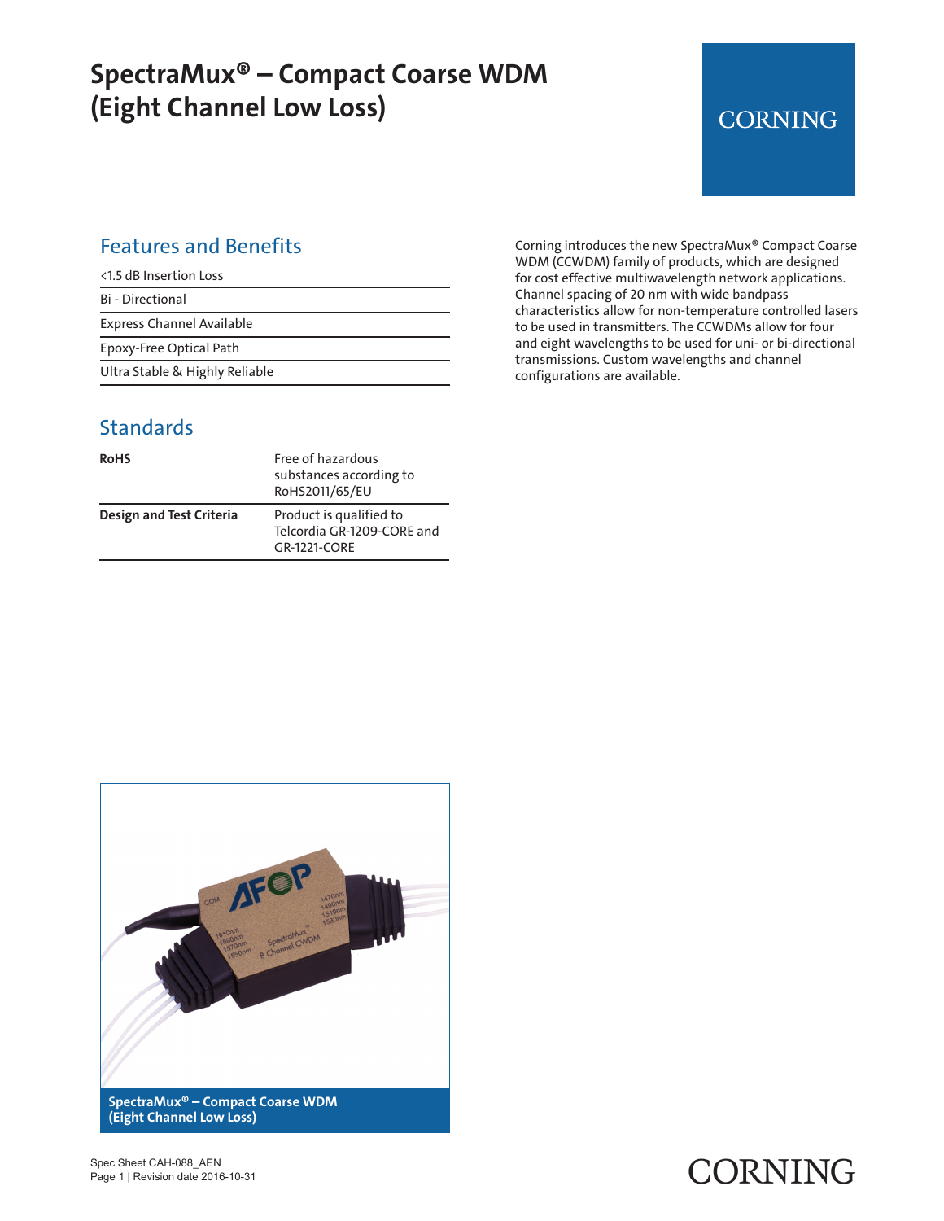# SpectraMux® – Compact Coarse WDM (Eight Channel Low Loss)

## Features and Benefits

| |
|---|
| <1.5 dB Insertion Loss |
| Bi - Directional |
| Express Channel Available |
| Epoxy-Free Optical Path |
| Ultra Stable & Highly Reliable |

## Standards

| | |
|---|---|
| **RoHS** | Free of hazardous substances according to RoHS2011/65/EU |
| **Design and Test Criteria** | Product is qualified to Telcordia GR-1209-CORE and GR-1221-CORE |

Corning introduces the new SpectraMux® Compact Coarse WDM (CCWDM) family of products, which are designed for cost effective multiwavelength network applications. Channel spacing of 20 nm with wide bandpass characteristics allow for non-temperature controlled lasers to be used in transmitters. The CCWDMs allow for four and eight wavelengths to be used for uni- or bi-directional transmissions. Custom wavelengths and channel configurations are available.

**SpectraMux® – Compact Coarse WDM (Eight Channel Low Loss)**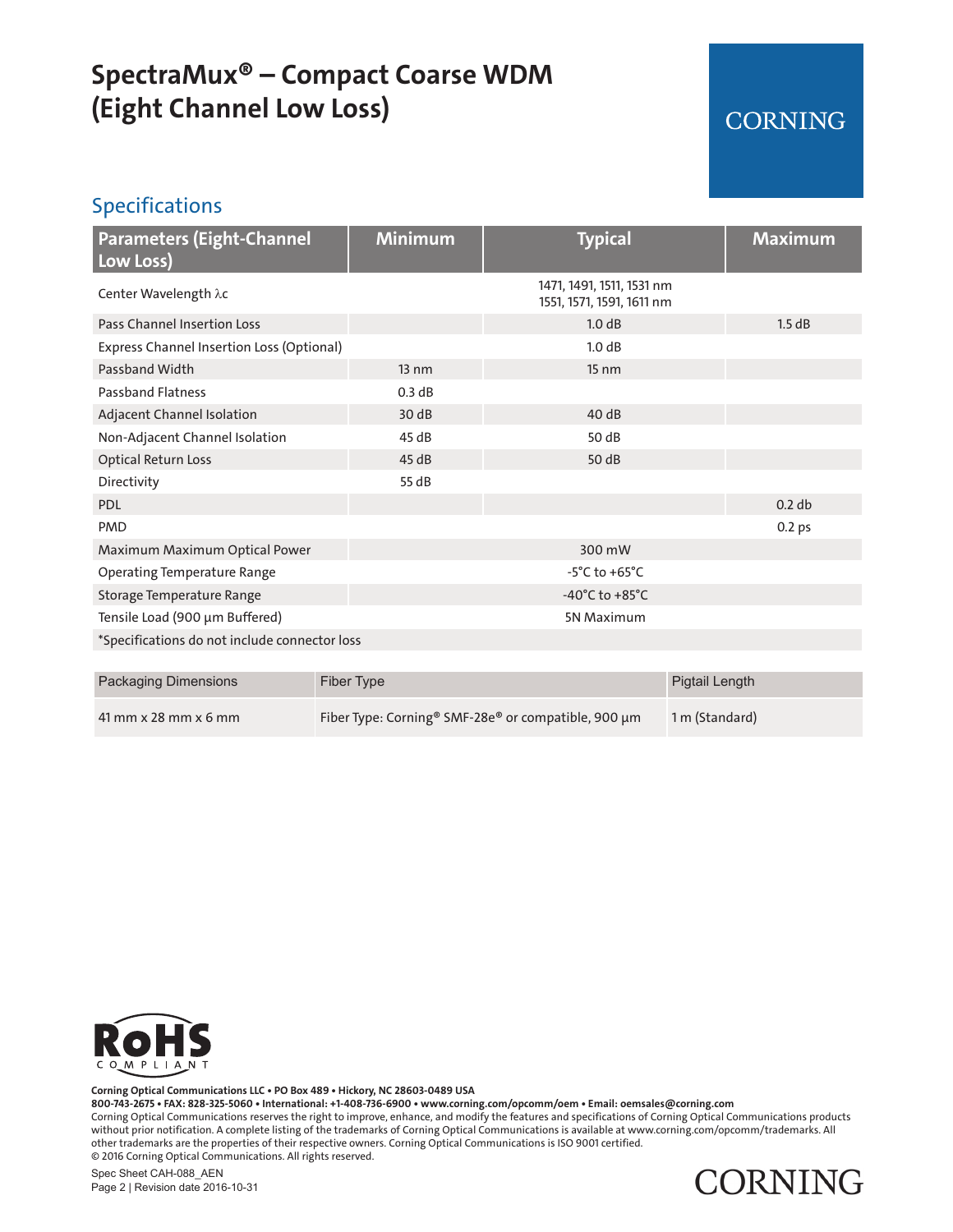# SpectraMux® – Compact Coarse WDM (Eight Channel Low Loss)

## Specifications

| Parameters (Eight-Channel Low Loss) | Minimum | Typical | Maximum |
|---|---|---|---|
| Center Wavelength λc | | 1471, 1491, 1511, 1531 nm<br>1551, 1571, 1591, 1611 nm | |
| Pass Channel Insertion Loss | | 1.0 dB | 1.5 dB |
| Express Channel Insertion Loss (Optional) | | 1.0 dB | |
| Passband Width | 13 nm | 15 nm | |
| Passband Flatness | 0.3 dB | | |
| Adjacent Channel Isolation | 30 dB | 40 dB | |
| Non-Adjacent Channel Isolation | 45 dB | 50 dB | |
| Optical Return Loss | 45 dB | 50 dB | |
| Directivity | 55 dB | | |
| PDL | | | 0.2 db |
| PMD | | | 0.2 ps |
| Maximum Maximum Optical Power | | 300 mW | |
| Operating Temperature Range | | -5°C to +65°C | |
| Storage Temperature Range | | -40°C to +85°C | |
| Tensile Load (900 µm Buffered) | | 5N Maximum | |
| *Specifications do not include connector loss | | | |

| Packaging Dimensions | Fiber Type | Pigtail Length |
|---|---|---|
| 41 mm x 28 mm x 6 mm | Fiber Type: Corning® SMF-28e® or compatible, 900 µm | 1 m (Standard) |

RoHS COMPLIANT

**Corning Optical Communications LLC • PO Box 489 • Hickory, NC 28603-0489 USA**
**800-743-2675 • FAX: 828-325-5060 • International: +1-408-736-6900 • www.corning.com/opcomm/oem • Email: oemsales@corning.com**
Corning Optical Communications reserves the right to improve, enhance, and modify the features and specifications of Corning Optical Communications products without prior notification. A complete listing of the trademarks of Corning Optical Communications is available at www.corning.com/opcomm/trademarks. All other trademarks are the properties of their respective owners. Corning Optical Communications is ISO 9001 certified.
© 2016 Corning Optical Communications. All rights reserved.

Spec Sheet CAH-088_AEN
Revision date 2016-10-31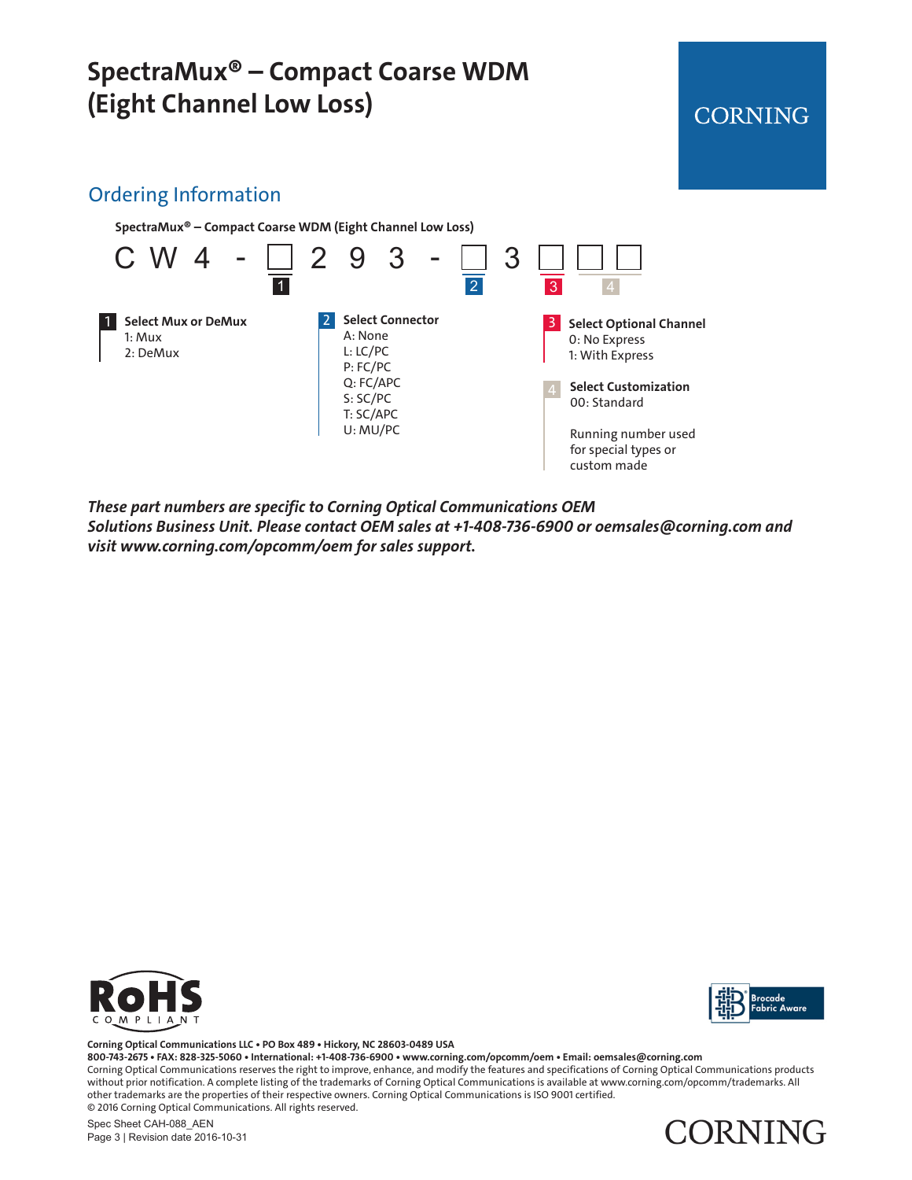# SpectraMux® – Compact Coarse WDM (Eight Channel Low Loss)

## Ordering Information

**SpectraMux® – Compact Coarse WDM (Eight Channel Low Loss)**

C W 4 - [1] 2 9 3 - [2] 3 [3] [4] [4]

**1 Select Mux or DeMux**
1: Mux
2: DeMux

**2 Select Connector**
A: None
L: LC/PC
P: FC/PC
Q: FC/APC
S: SC/PC
T: SC/APC
U: MU/PC

**3 Select Optional Channel**
0: No Express
1: With Express

**4 Select Customization**
00: Standard

Running number used for special types or custom made

***These part numbers are specific to Corning Optical Communications OEM Solutions Business Unit. Please contact OEM sales at +1-408-736-6900 or oemsales@corning.com and visit www.corning.com/opcomm/oem for sales support.***

RoHS COMPLIANT

Brocade Fabric Aware

**Corning Optical Communications LLC • PO Box 489 • Hickory, NC 28603-0489 USA**
**800-743-2675 • FAX: 828-325-5060 • International: +1-408-736-6900 • www.corning.com/opcomm/oem • Email: oemsales@corning.com**
Corning Optical Communications reserves the right to improve, enhance, and modify the features and specifications of Corning Optical Communications products without prior notification. A complete listing of the trademarks of Corning Optical Communications is available at www.corning.com/opcomm/trademarks. All other trademarks are the properties of their respective owners. Corning Optical Communications is ISO 9001 certified.
© 2016 Corning Optical Communications. All rights reserved.

Spec Sheet CAH-088_AEN
Revision date 2016-10-31